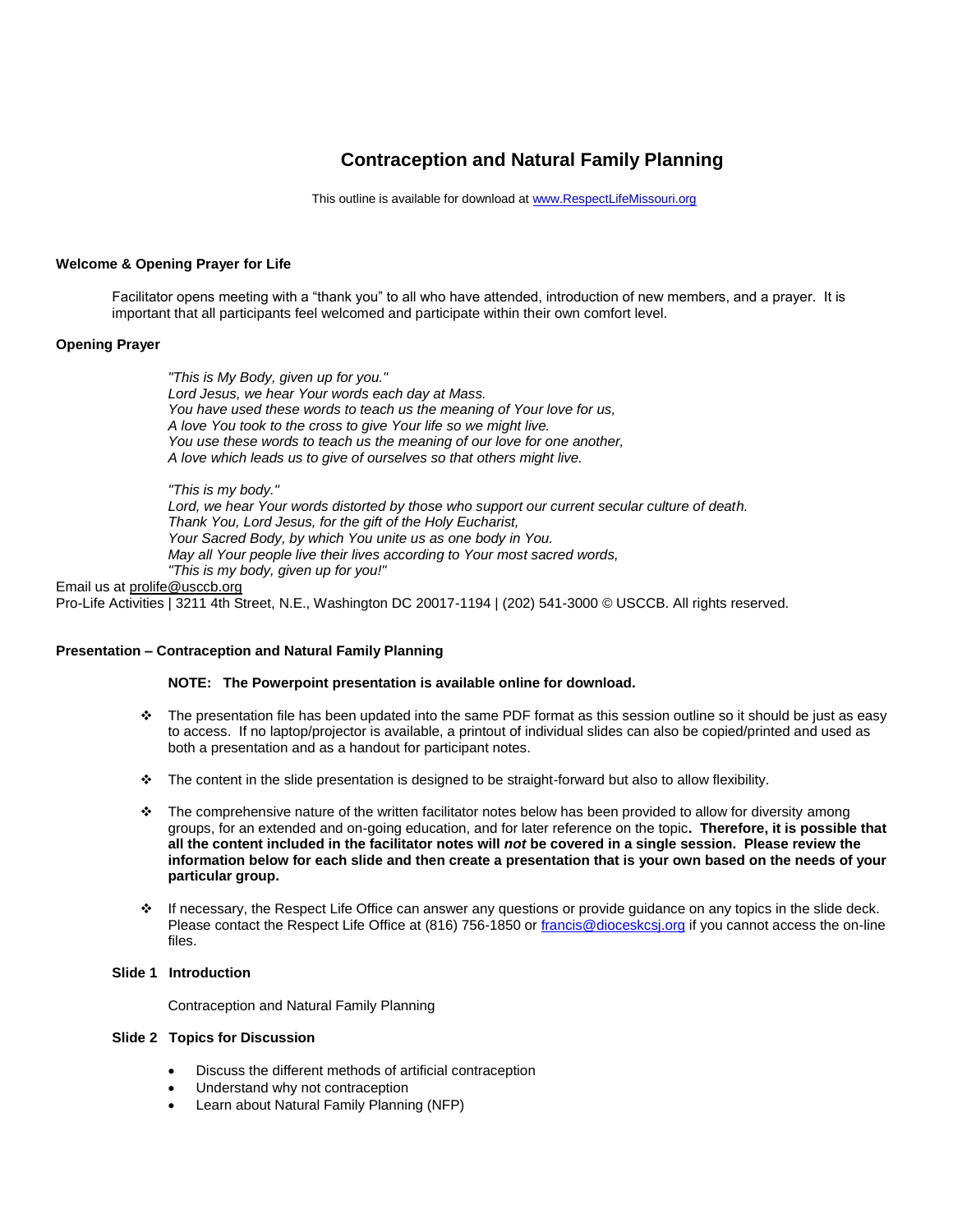# Contraception and Natural Family Planning

This outline is available for download at [www.RespectLifeMissouri.org](www.RespectLifeMissouri.org)

**Welcome & Opening Prayer for Life**

Facilitator opens meeting with a "thank you" to all who have attended, introduction of new members, and a prayer. It is important that all participants feel welcomed and participate within their own comfort level.

**Opening Prayer**

*"This is My Body, given up for you."*
*Lord Jesus, we hear Your words each day at Mass.*
*You have used these words to teach us the meaning of Your love for us,*
*A love You took to the cross to give Your life so we might live.*
*You use these words to teach us the meaning of our love for one another,*
*A love which leads us to give of ourselves so that others might live.*

*"This is my body."*
*Lord, we hear Your words distorted by those who support our current secular culture of death.*
*Thank You, Lord Jesus, for the gift of the Holy Eucharist,*
*Your Sacred Body, by which You unite us as one body in You.*
*May all Your people live their lives according to Your most sacred words,*
*"This is my body, given up for you!"*

Email us at prolife@usccb.org
Pro-Life Activities | 3211 4th Street, N.E., Washington DC 20017-1194 | (202) 541-3000 © USCCB. All rights reserved.

**Presentation – Contraception and Natural Family Planning**

**NOTE: The Powerpoint presentation is available online for download.**

- The presentation file has been updated into the same PDF format as this session outline so it should be just as easy to access. If no laptop/projector is available, a printout of individual slides can also be copied/printed and used as both a presentation and as a handout for participant notes.
- The content in the slide presentation is designed to be straight-forward but also to allow flexibility.
- The comprehensive nature of the written facilitator notes below has been provided to allow for diversity among groups, for an extended and on-going education, and for later reference on the topic**. Therefore, it is possible that all the content included in the facilitator notes will *not* be covered in a single session. Please review the information below for each slide and then create a presentation that is your own based on the needs of your particular group.**
- If necessary, the Respect Life Office can answer any questions or provide guidance on any topics in the slide deck. Please contact the Respect Life Office at (816) 756-1850 or francis@dioceskcsj.org if you cannot access the on-line files.

**Slide 1 Introduction**

Contraception and Natural Family Planning

**Slide 2 Topics for Discussion**

- Discuss the different methods of artificial contraception
- Understand why not contraception
- Learn about Natural Family Planning (NFP)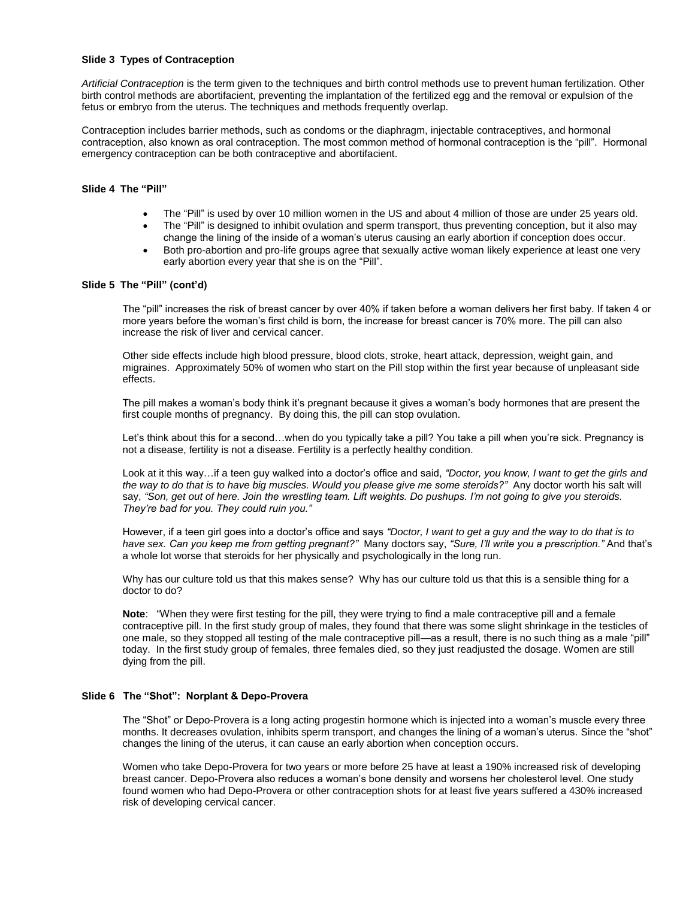**Slide 3 Types of Contraception**

*Artificial Contraception* is the term given to the techniques and birth control methods use to prevent human fertilization. Other birth control methods are abortifacient, preventing the implantation of the fertilized egg and the removal or expulsion of the fetus or embryo from the uterus. The techniques and methods frequently overlap.

Contraception includes barrier methods, such as condoms or the diaphragm, injectable contraceptives, and hormonal contraception, also known as oral contraception. The most common method of hormonal contraception is the "pill". Hormonal emergency contraception can be both contraceptive and abortifacient.

**Slide 4 The "Pill"**

- The "Pill" is used by over 10 million women in the US and about 4 million of those are under 25 years old.
- The "Pill" is designed to inhibit ovulation and sperm transport, thus preventing conception, but it also may change the lining of the inside of a woman's uterus causing an early abortion if conception does occur.
- Both pro-abortion and pro-life groups agree that sexually active woman likely experience at least one very early abortion every year that she is on the "Pill".

**Slide 5 The "Pill" (cont'd)**

The "pill" increases the risk of breast cancer by over 40% if taken before a woman delivers her first baby. If taken 4 or more years before the woman's first child is born, the increase for breast cancer is 70% more. The pill can also increase the risk of liver and cervical cancer.

Other side effects include high blood pressure, blood clots, stroke, heart attack, depression, weight gain, and migraines. Approximately 50% of women who start on the Pill stop within the first year because of unpleasant side effects.

The pill makes a woman's body think it's pregnant because it gives a woman's body hormones that are present the first couple months of pregnancy. By doing this, the pill can stop ovulation.

Let's think about this for a second…when do you typically take a pill? You take a pill when you're sick. Pregnancy is not a disease, fertility is not a disease. Fertility is a perfectly healthy condition.

Look at it this way…if a teen guy walked into a doctor's office and said, *"Doctor, you know, I want to get the girls and the way to do that is to have big muscles. Would you please give me some steroids?"* Any doctor worth his salt will say, *"Son, get out of here. Join the wrestling team. Lift weights. Do pushups. I'm not going to give you steroids. They're bad for you. They could ruin you."*

However, if a teen girl goes into a doctor's office and says *"Doctor, I want to get a guy and the way to do that is to have sex. Can you keep me from getting pregnant?"* Many doctors say, *"Sure, I'll write you a prescription."* And that's a whole lot worse that steroids for her physically and psychologically in the long run.

Why has our culture told us that this makes sense? Why has our culture told us that this is a sensible thing for a doctor to do?

**Note**: "When they were first testing for the pill, they were trying to find a male contraceptive pill and a female contraceptive pill. In the first study group of males, they found that there was some slight shrinkage in the testicles of one male, so they stopped all testing of the male contraceptive pill—as a result, there is no such thing as a male "pill" today. In the first study group of females, three females died, so they just readjusted the dosage. Women are still dying from the pill.

**Slide 6 The "Shot": Norplant & Depo-Provera**

The "Shot" or Depo-Provera is a long acting progestin hormone which is injected into a woman's muscle every three months. It decreases ovulation, inhibits sperm transport, and changes the lining of a woman's uterus. Since the "shot" changes the lining of the uterus, it can cause an early abortion when conception occurs.

Women who take Depo-Provera for two years or more before 25 have at least a 190% increased risk of developing breast cancer. Depo-Provera also reduces a woman's bone density and worsens her cholesterol level. One study found women who had Depo-Provera or other contraception shots for at least five years suffered a 430% increased risk of developing cervical cancer.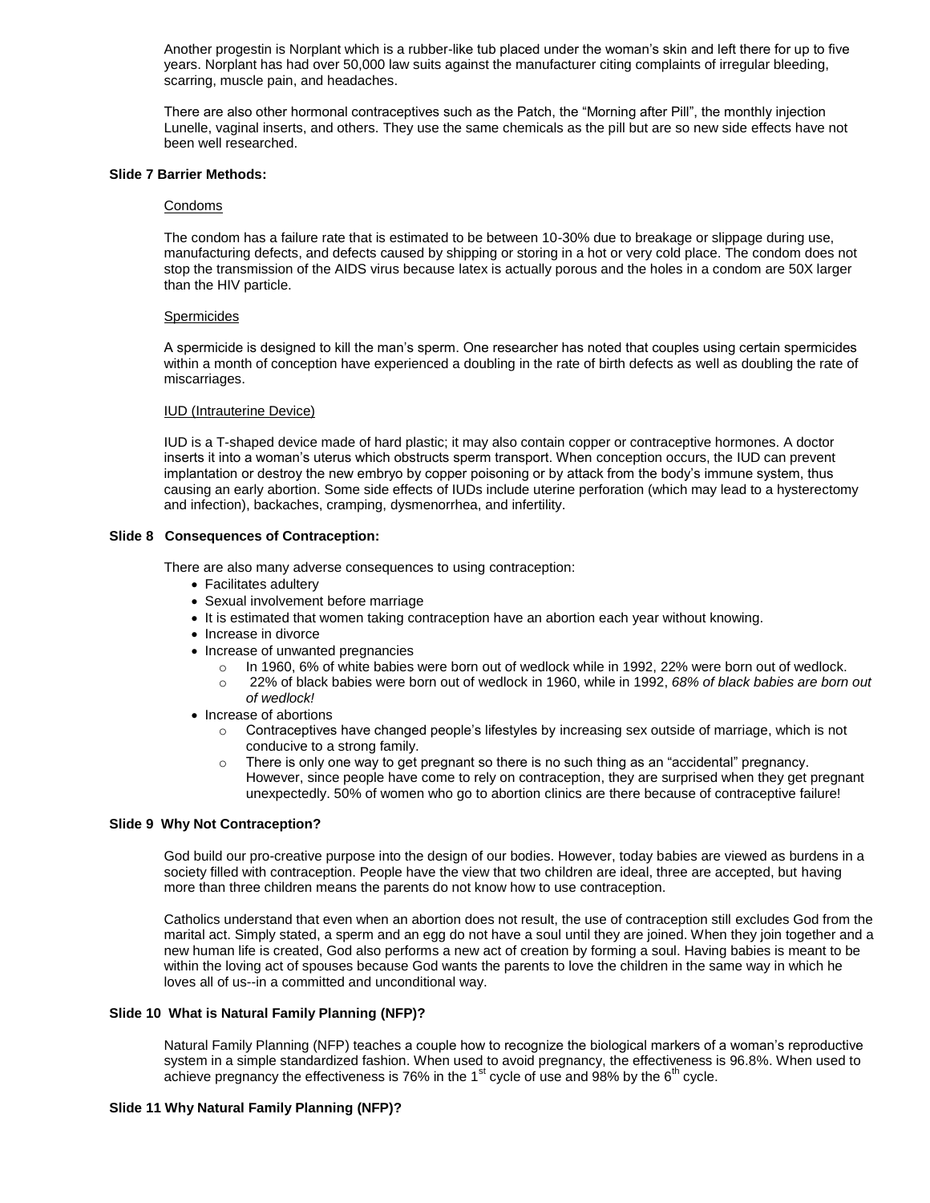Another progestin is Norplant which is a rubber-like tub placed under the woman's skin and left there for up to five years. Norplant has had over 50,000 law suits against the manufacturer citing complaints of irregular bleeding, scarring, muscle pain, and headaches.

There are also other hormonal contraceptives such as the Patch, the "Morning after Pill", the monthly injection Lunelle, vaginal inserts, and others. They use the same chemicals as the pill but are so new side effects have not been well researched.

**Slide 7 Barrier Methods:**

Condoms

The condom has a failure rate that is estimated to be between 10-30% due to breakage or slippage during use, manufacturing defects, and defects caused by shipping or storing in a hot or very cold place. The condom does not stop the transmission of the AIDS virus because latex is actually porous and the holes in a condom are 50X larger than the HIV particle.

Spermicides

A spermicide is designed to kill the man's sperm. One researcher has noted that couples using certain spermicides within a month of conception have experienced a doubling in the rate of birth defects as well as doubling the rate of miscarriages.

IUD (Intrauterine Device)

IUD is a T-shaped device made of hard plastic; it may also contain copper or contraceptive hormones. A doctor inserts it into a woman's uterus which obstructs sperm transport. When conception occurs, the IUD can prevent implantation or destroy the new embryo by copper poisoning or by attack from the body's immune system, thus causing an early abortion. Some side effects of IUDs include uterine perforation (which may lead to a hysterectomy and infection), backaches, cramping, dysmenorrhea, and infertility.

**Slide 8 Consequences of Contraception:**

There are also many adverse consequences to using contraception:

- Facilitates adultery
- Sexual involvement before marriage
- It is estimated that women taking contraception have an abortion each year without knowing.
- Increase in divorce
- Increase of unwanted pregnancies
  - In 1960, 6% of white babies were born out of wedlock while in 1992, 22% were born out of wedlock.
  - 22% of black babies were born out of wedlock in 1960, while in 1992, *68% of black babies are born out of wedlock!*
- Increase of abortions
  - Contraceptives have changed people's lifestyles by increasing sex outside of marriage, which is not conducive to a strong family.
  - There is only one way to get pregnant so there is no such thing as an "accidental" pregnancy. However, since people have come to rely on contraception, they are surprised when they get pregnant unexpectedly. 50% of women who go to abortion clinics are there because of contraceptive failure!

**Slide 9 Why Not Contraception?**

God build our pro-creative purpose into the design of our bodies. However, today babies are viewed as burdens in a society filled with contraception. People have the view that two children are ideal, three are accepted, but having more than three children means the parents do not know how to use contraception.

Catholics understand that even when an abortion does not result, the use of contraception still excludes God from the marital act. Simply stated, a sperm and an egg do not have a soul until they are joined. When they join together and a new human life is created, God also performs a new act of creation by forming a soul. Having babies is meant to be within the loving act of spouses because God wants the parents to love the children in the same way in which he loves all of us--in a committed and unconditional way.

**Slide 10 What is Natural Family Planning (NFP)?**

Natural Family Planning (NFP) teaches a couple how to recognize the biological markers of a woman's reproductive system in a simple standardized fashion. When used to avoid pregnancy, the effectiveness is 96.8%. When used to achieve pregnancy the effectiveness is 76% in the 1st cycle of use and 98% by the 6th cycle.

**Slide 11 Why Natural Family Planning (NFP)?**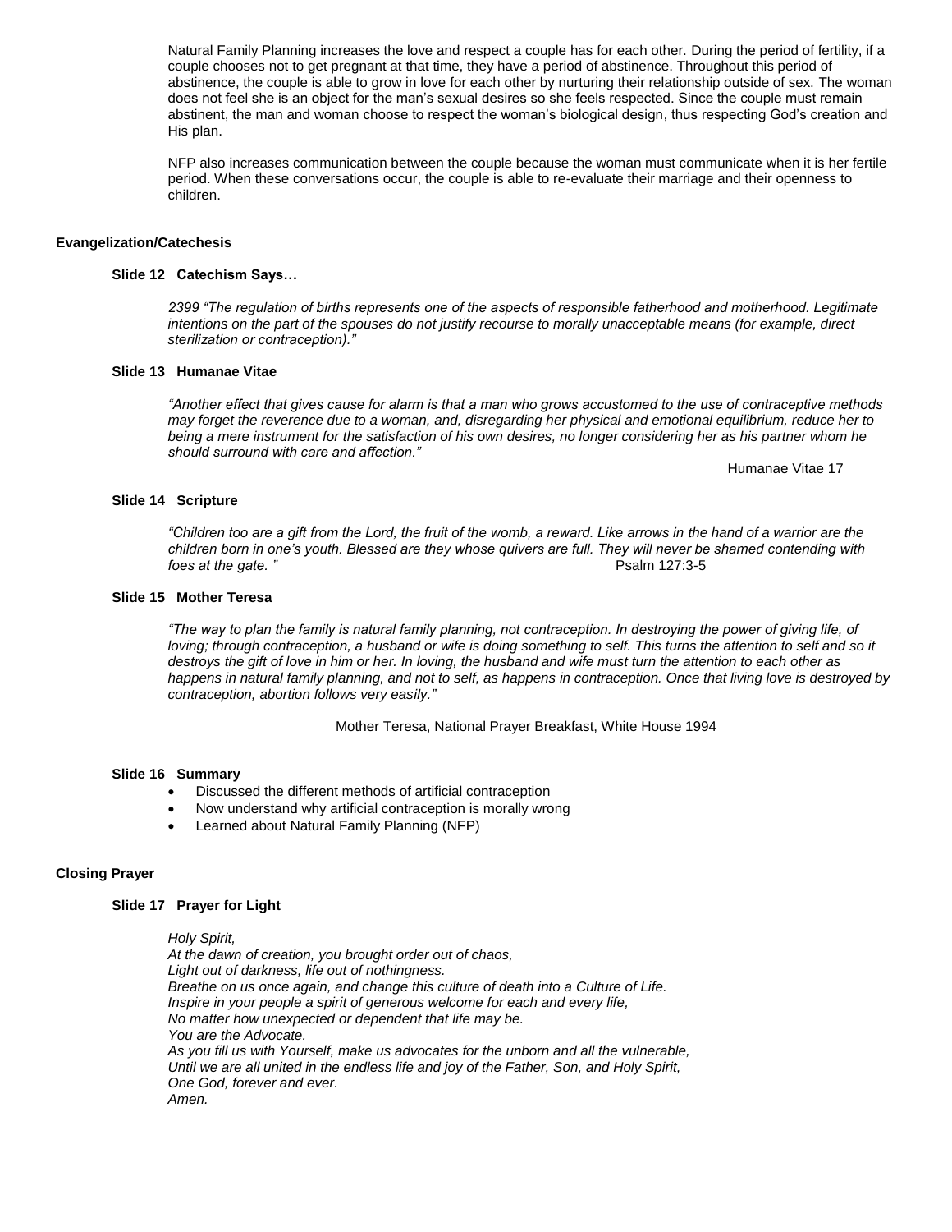Natural Family Planning increases the love and respect a couple has for each other. During the period of fertility, if a couple chooses not to get pregnant at that time, they have a period of abstinence. Throughout this period of abstinence, the couple is able to grow in love for each other by nurturing their relationship outside of sex. The woman does not feel she is an object for the man's sexual desires so she feels respected. Since the couple must remain abstinent, the man and woman choose to respect the woman's biological design, thus respecting God's creation and His plan.

NFP also increases communication between the couple because the woman must communicate when it is her fertile period. When these conversations occur, the couple is able to re-evaluate their marriage and their openness to children.

## Evangelization/Catechesis

### Slide 12 Catechism Says…

*2399 "The regulation of births represents one of the aspects of responsible fatherhood and motherhood. Legitimate intentions on the part of the spouses do not justify recourse to morally unacceptable means (for example, direct sterilization or contraception)."*

### Slide 13 Humanae Vitae

*"Another effect that gives cause for alarm is that a man who grows accustomed to the use of contraceptive methods may forget the reverence due to a woman, and, disregarding her physical and emotional equilibrium, reduce her to being a mere instrument for the satisfaction of his own desires, no longer considering her as his partner whom he should surround with care and affection."*

Humanae Vitae 17

### Slide 14 Scripture

*"Children too are a gift from the Lord, the fruit of the womb, a reward. Like arrows in the hand of a warrior are the children born in one's youth. Blessed are they whose quivers are full. They will never be shamed contending with foes at the gate. "* Psalm 127:3-5

### Slide 15 Mother Teresa

*"The way to plan the family is natural family planning, not contraception. In destroying the power of giving life, of loving; through contraception, a husband or wife is doing something to self. This turns the attention to self and so it destroys the gift of love in him or her. In loving, the husband and wife must turn the attention to each other as happens in natural family planning, and not to self, as happens in contraception. Once that living love is destroyed by contraception, abortion follows very easily."*

Mother Teresa, National Prayer Breakfast, White House 1994

### Slide 16 Summary

- Discussed the different methods of artificial contraception
- Now understand why artificial contraception is morally wrong
- Learned about Natural Family Planning (NFP)

## Closing Prayer

### Slide 17 Prayer for Light

*Holy Spirit,*
*At the dawn of creation, you brought order out of chaos,*
*Light out of darkness, life out of nothingness.*
*Breathe on us once again, and change this culture of death into a Culture of Life.*
*Inspire in your people a spirit of generous welcome for each and every life,*
*No matter how unexpected or dependent that life may be.*
*You are the Advocate.*
*As you fill us with Yourself, make us advocates for the unborn and all the vulnerable,*
*Until we are all united in the endless life and joy of the Father, Son, and Holy Spirit,*
*One God, forever and ever.*
*Amen.*